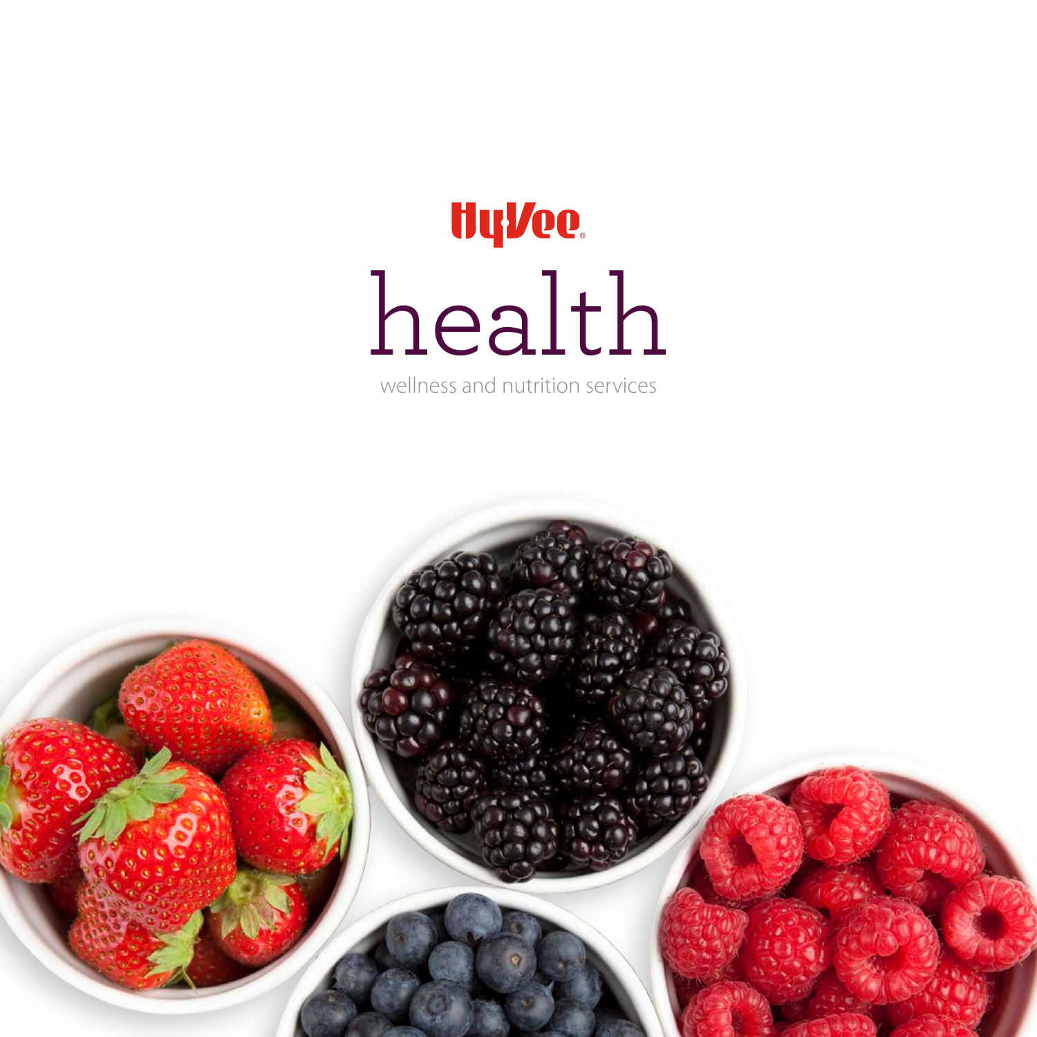Hy-Vee

# health

wellness and nutrition services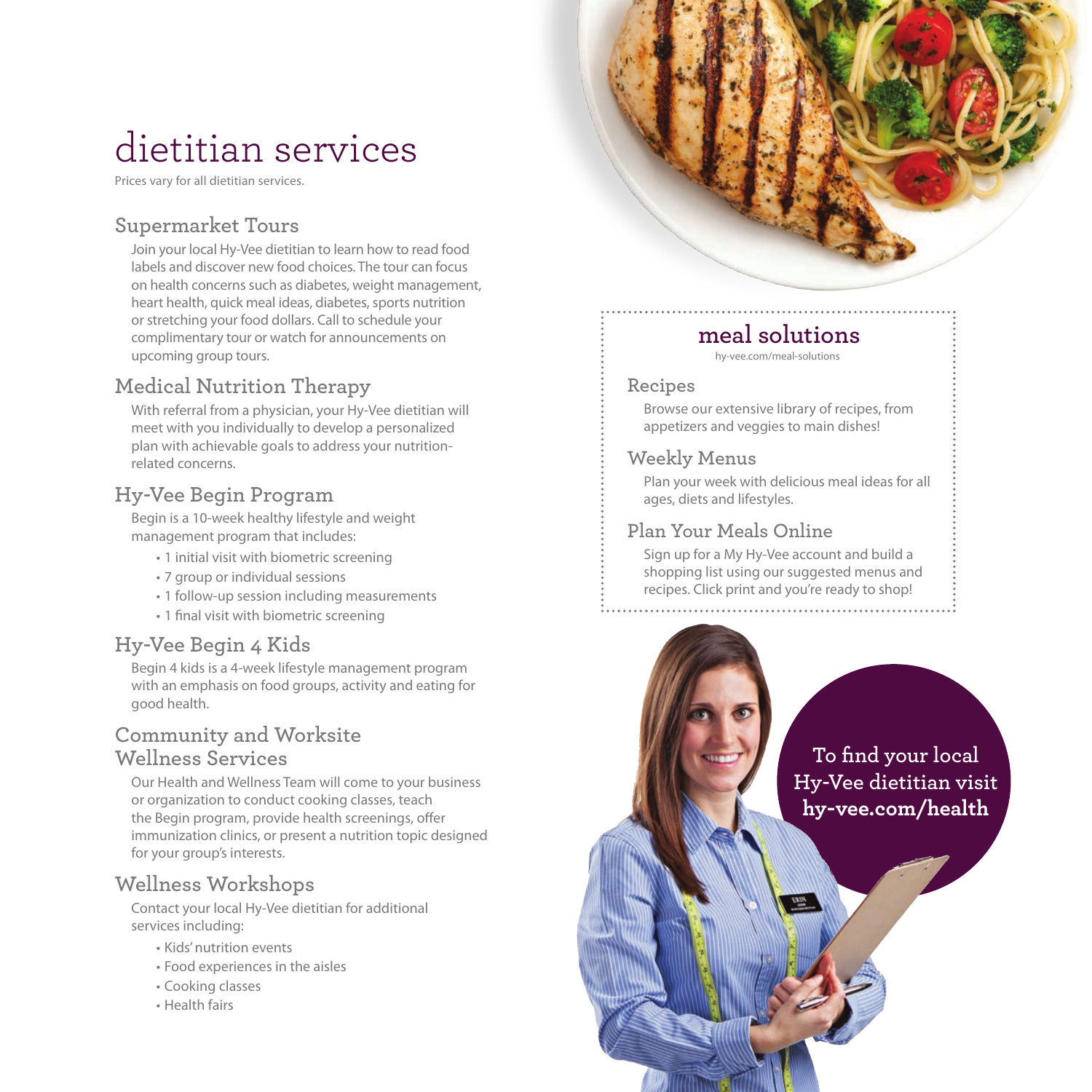# dietitian services

Prices vary for all dietitian services.

## Supermarket Tours

Join your local Hy-Vee dietitian to learn how to read food labels and discover new food choices. The tour can focus on health concerns such as diabetes, weight management, heart health, quick meal ideas, diabetes, sports nutrition or stretching your food dollars. Call to schedule your complimentary tour or watch for announcements on upcoming group tours.

## Medical Nutrition Therapy

With referral from a physician, your Hy-Vee dietitian will meet with you individually to develop a personalized plan with achievable goals to address your nutrition-related concerns.

## Hy-Vee Begin Program

Begin is a 10-week healthy lifestyle and weight management program that includes:

- 1 initial visit with biometric screening
- 7 group or individual sessions
- 1 follow-up session including measurements
- 1 final visit with biometric screening

## Hy-Vee Begin 4 Kids

Begin 4 kids is a 4-week lifestyle management program with an emphasis on food groups, activity and eating for good health.

## Community and Worksite Wellness Services

Our Health and Wellness Team will come to your business or organization to conduct cooking classes, teach the Begin program, provide health screenings, offer immunization clinics, or present a nutrition topic designed for your group's interests.

## Wellness Workshops

Contact your local Hy-Vee dietitian for additional services including:

- Kids' nutrition events
- Food experiences in the aisles
- Cooking classes
- Health fairs

# meal solutions

hy-vee.com/meal-solutions

## Recipes

Browse our extensive library of recipes, from appetizers and veggies to main dishes!

## Weekly Menus

Plan your week with delicious meal ideas for all ages, diets and lifestyles.

## Plan Your Meals Online

Sign up for a My Hy-Vee account and build a shopping list using our suggested menus and recipes. Click print and you're ready to shop!

To find your local Hy-Vee dietitian visit **hy-vee.com/health**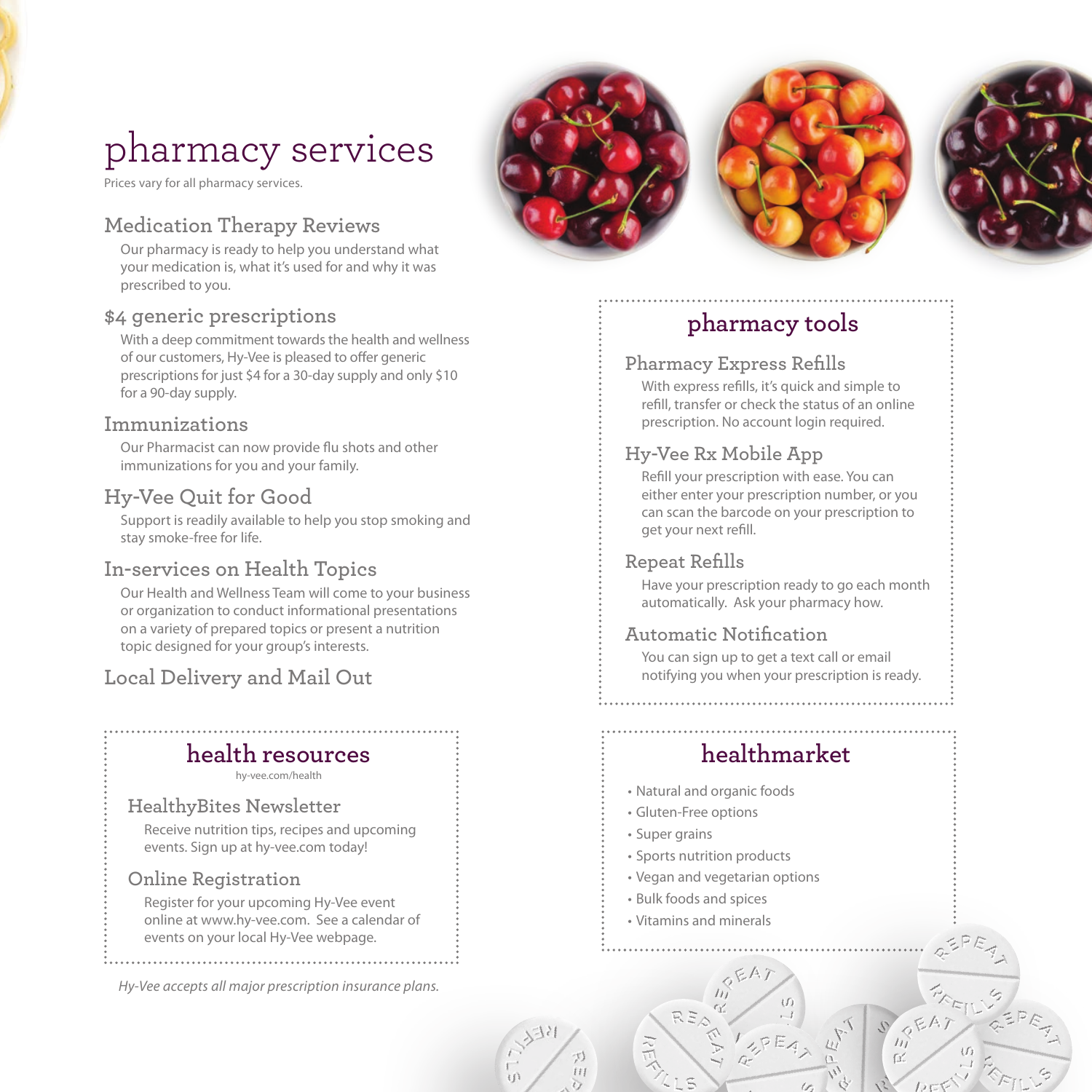# pharmacy services

Prices vary for all pharmacy services.

### Medication Therapy Reviews

Our pharmacy is ready to help you understand what your medication is, what it's used for and why it was prescribed to you.

### $4 generic prescriptions

With a deep commitment towards the health and wellness of our customers, Hy-Vee is pleased to offer generic prescriptions for just $4 for a 30-day supply and only $10 for a 90-day supply.

### Immunizations

Our Pharmacist can now provide flu shots and other immunizations for you and your family.

### Hy-Vee Quit for Good

Support is readily available to help you stop smoking and stay smoke-free for life.

### In-services on Health Topics

Our Health and Wellness Team will come to your business or organization to conduct informational presentations on a variety of prepared topics or present a nutrition topic designed for your group's interests.

### Local Delivery and Mail Out

## health resources

hy-vee.com/health

### HealthyBites Newsletter

Receive nutrition tips, recipes and upcoming events. Sign up at hy-vee.com today!

### Online Registration

Register for your upcoming Hy-Vee event online at www.hy-vee.com. See a calendar of events on your local Hy-Vee webpage.

*Hy-Vee accepts all major prescription insurance plans.*

## pharmacy tools

### Pharmacy Express Refills

With express refills, it's quick and simple to refill, transfer or check the status of an online prescription. No account login required.

### Hy-Vee Rx Mobile App

Refill your prescription with ease. You can either enter your prescription number, or you can scan the barcode on your prescription to get your next refill.

### Repeat Refills

Have your prescription ready to go each month automatically. Ask your pharmacy how.

### Automatic Notification

You can sign up to get a text call or email notifying you when your prescription is ready.

## healthmarket

- Natural and organic foods
- Gluten-Free options
- Super grains
- Sports nutrition products
- Vegan and vegetarian options
- Bulk foods and spices
- Vitamins and minerals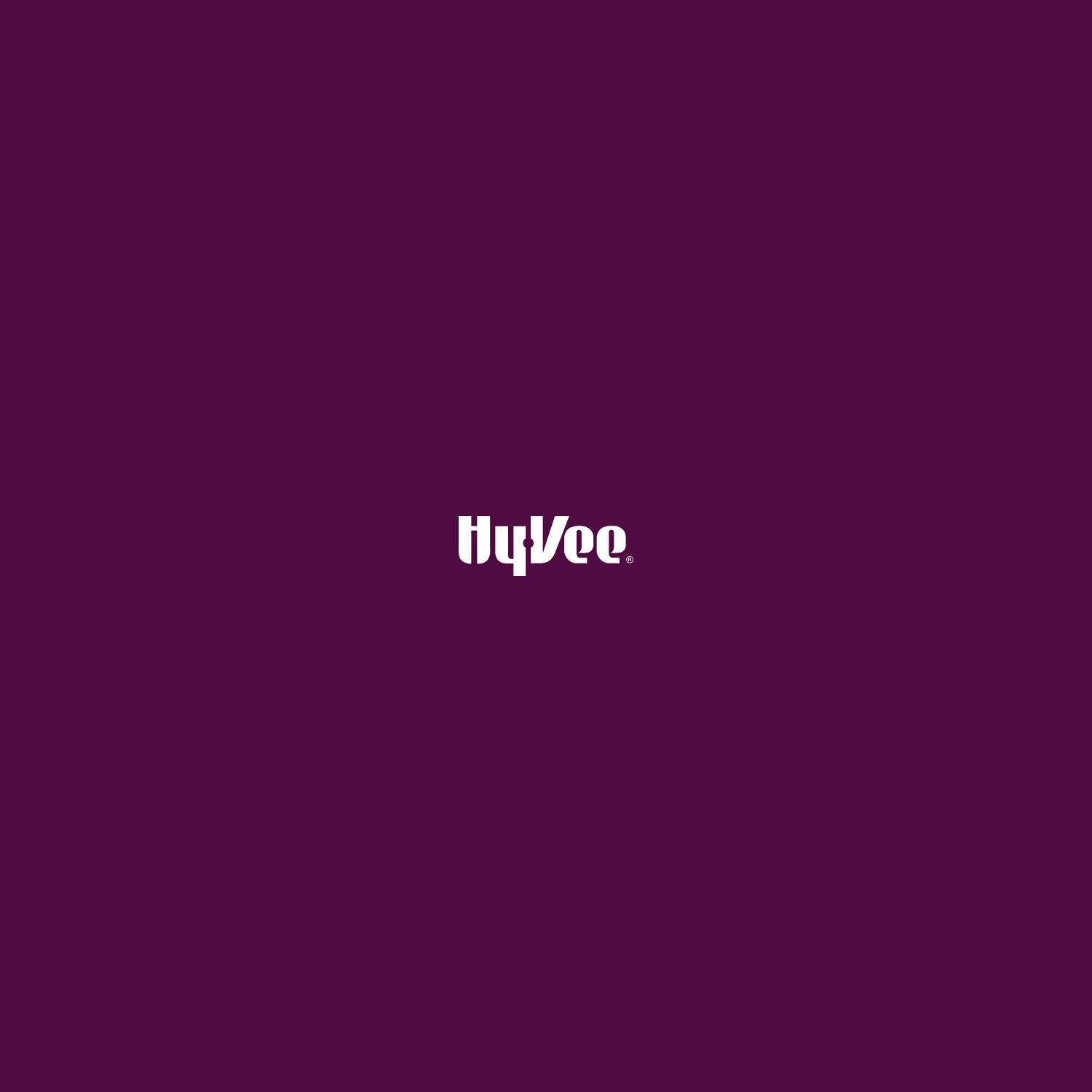Hy-Vee®